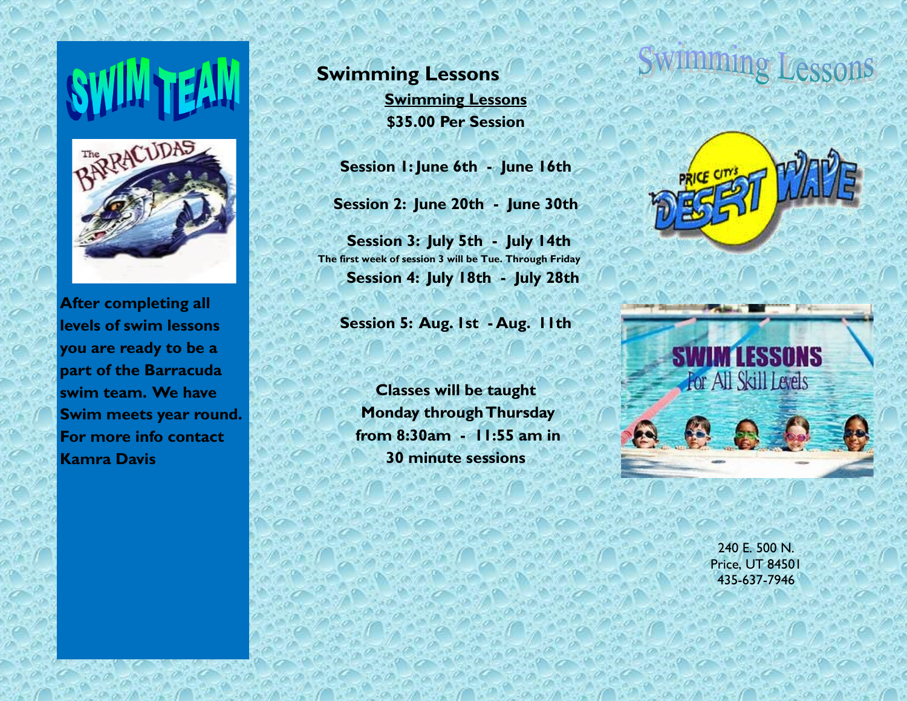# SWIM TEAM

After completing all levels of swim lessons you are ready to be a part of the Barracuda swim team. We have Swim meets year round. For more info contact Kamra Davis

## Swimming Lessons

**Swimming Lessons**

**$35.00 Per Session**

**Session 1: June 6th - June 16th**

**Session 2: June 20th - June 30th**

**Session 3: July 5th - July 14th**

The first week of session 3 will be Tue. Through Friday

**Session 4: July 18th - July 28th**

**Session 5: Aug. 1st - Aug. 11th**

**Classes will be taught Monday through Thursday from 8:30am - 11:55 am in 30 minute sessions**

# Swimming Lessons

240 E. 500 N.
Price, UT 84501
435-637-7946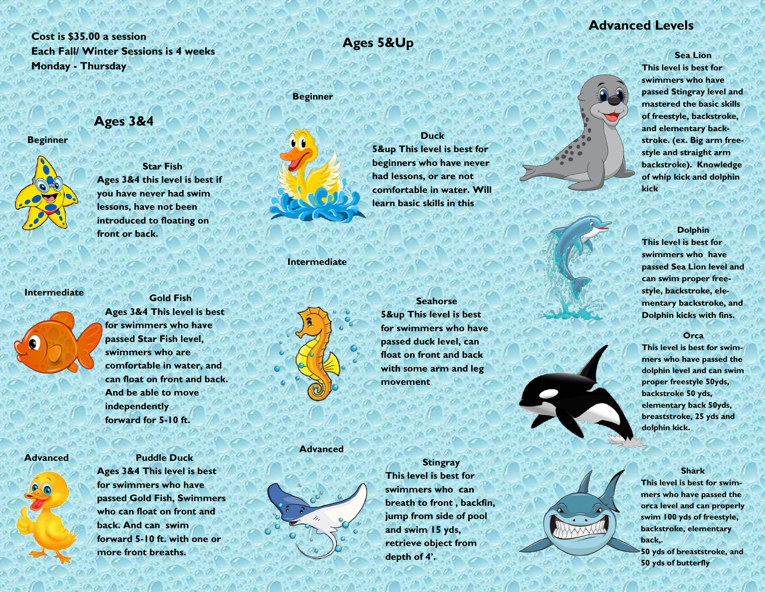**Cost is $35.00 a session**
**Each Fall/ Winter Sessions is 4 weeks**
**Monday - Thursday**

## Ages 3&4

### Beginner

**Star Fish**
Ages 3&4 this level is best if you have never had swim lessons, have not been introduced to floating on front or back.

### Intermediate

**Gold Fish**
Ages 3&4 This level is best for swimmers who have passed Star Fish level, swimmers who are comfortable in water, and can float on front and back. And be able to move independently forward for 5-10 ft.

### Advanced

**Puddle Duck**
Ages 3&4 This level is best for swimmers who have passed Gold Fish, Swimmers who can float on front and back. And can swim forward 5-10 ft. with one or more front breaths.

## Ages 5&Up

### Beginner

**Duck**
5&up This level is best for beginners who have never had lessons, or are not comfortable in water. Will learn basic skills in this

### Intermediate

**Seahorse**
5&up This level is best for swimmers who have passed duck level, can float on front and back with some arm and leg movement

### Advanced

**Stingray**
This level is best for swimmers who can breath to front , backfin, jump from side of pool and swim 15 yds, retrieve object from depth of 4'.

## Advanced Levels

**Sea Lion**
This level is best for swimmers who have passed Stingray level and mastered the basic skills of freestyle, backstroke, and elementary backstroke. (ex. Big arm freestyle and straight arm backstroke). Knowledge of whip kick and dolphin kick

**Dolphin**
This level is best for swimmers who have passed Sea Lion level and can swim proper freestyle, backstroke, elementary backstroke, and Dolphin kicks with fins.

**Orca**
This level is best for swimmers who have passed the dolphin level and can swim proper freestyle 50yds, backstroke 50 yds, elementary back 50yds, breaststroke, 25 yds and dolphin kick.

**Shark**
This level is best for swimmers who have passed the orca level and can properly swim 100 yds of freestyle, backstroke, elementary back,.
50 yds of breaststroke, and 50 yds of butterfly